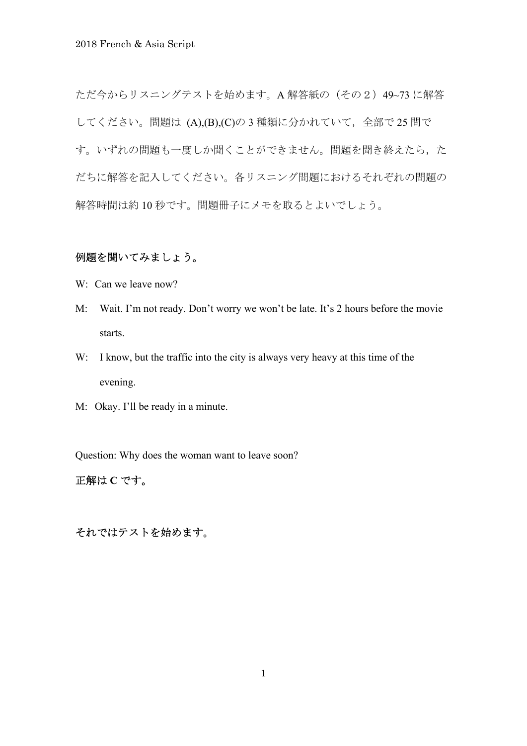ただ今からリスニングテストを始めます。A 解答紙の（その２）49~73 に解答してください。問題は (A),(B),(C)の 3 種類に分かれていて，全部で 25 問です。いずれの問題も一度しか聞くことができません。問題を聞き終えたら，ただちに解答を記入してください。各リスニング問題におけるそれぞれの問題の解答時間は約 10 秒です。問題冊子にメモを取るとよいでしょう。

**例題を聞いてみましょう。**

W: Can we leave now?

M: Wait. I'm not ready. Don't worry we won't be late. It's 2 hours before the movie starts.

W: I know, but the traffic into the city is always very heavy at this time of the evening.

M: Okay. I'll be ready in a minute.

Question: Why does the woman want to leave soon?

**正解は C です。**

**それではテストを始めます。**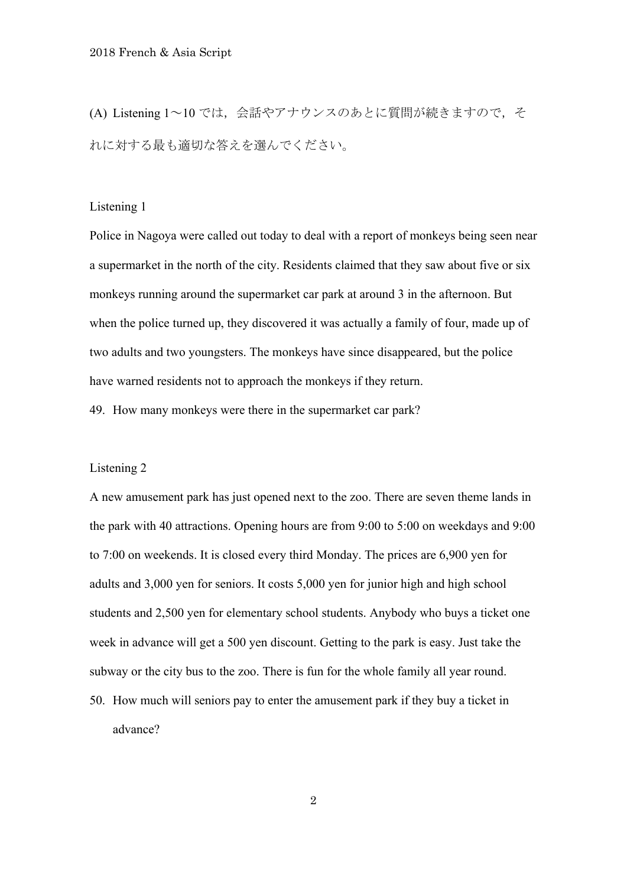(A) Listening 1～10 では，会話やアナウンスのあとに質問が続きますので，それに対する最も適切な答えを選んでください。

## Listening 1

Police in Nagoya were called out today to deal with a report of monkeys being seen near a supermarket in the north of the city. Residents claimed that they saw about five or six monkeys running around the supermarket car park at around 3 in the afternoon. But when the police turned up, they discovered it was actually a family of four, made up of two adults and two youngsters. The monkeys have since disappeared, but the police have warned residents not to approach the monkeys if they return.

49. How many monkeys were there in the supermarket car park?

## Listening 2

A new amusement park has just opened next to the zoo. There are seven theme lands in the park with 40 attractions. Opening hours are from 9:00 to 5:00 on weekdays and 9:00 to 7:00 on weekends. It is closed every third Monday. The prices are 6,900 yen for adults and 3,000 yen for seniors. It costs 5,000 yen for junior high and high school students and 2,500 yen for elementary school students. Anybody who buys a ticket one week in advance will get a 500 yen discount. Getting to the park is easy. Just take the subway or the city bus to the zoo. There is fun for the whole family all year round.

50. How much will seniors pay to enter the amusement park if they buy a ticket in advance?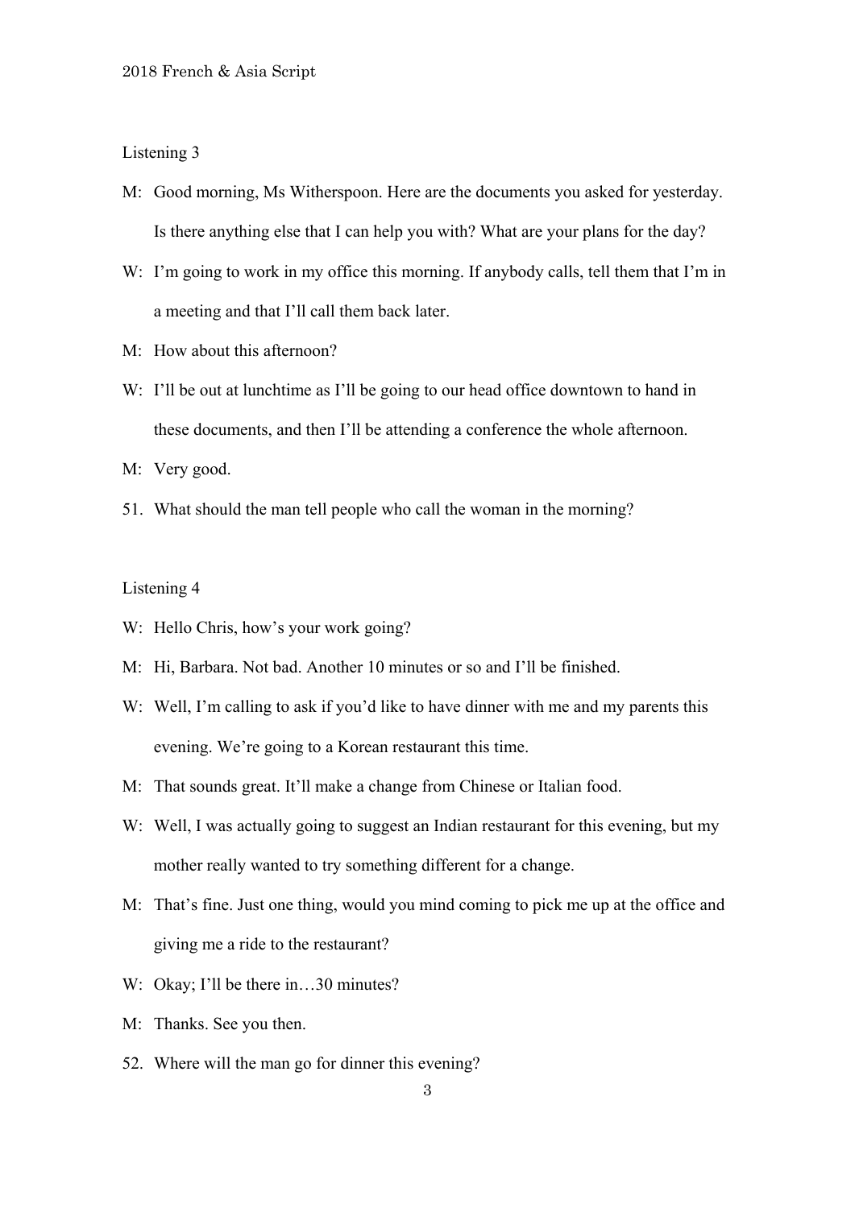Listening 3

M: Good morning, Ms Witherspoon. Here are the documents you asked for yesterday. Is there anything else that I can help you with? What are your plans for the day?

W: I'm going to work in my office this morning. If anybody calls, tell them that I'm in a meeting and that I'll call them back later.

M: How about this afternoon?

W: I'll be out at lunchtime as I'll be going to our head office downtown to hand in these documents, and then I'll be attending a conference the whole afternoon.

M: Very good.

51. What should the man tell people who call the woman in the morning?

Listening 4

W: Hello Chris, how's your work going?

M: Hi, Barbara. Not bad. Another 10 minutes or so and I'll be finished.

W: Well, I'm calling to ask if you'd like to have dinner with me and my parents this evening. We're going to a Korean restaurant this time.

M: That sounds great. It'll make a change from Chinese or Italian food.

W: Well, I was actually going to suggest an Indian restaurant for this evening, but my mother really wanted to try something different for a change.

M: That's fine. Just one thing, would you mind coming to pick me up at the office and giving me a ride to the restaurant?

W: Okay; I'll be there in…30 minutes?

M: Thanks. See you then.

52. Where will the man go for dinner this evening?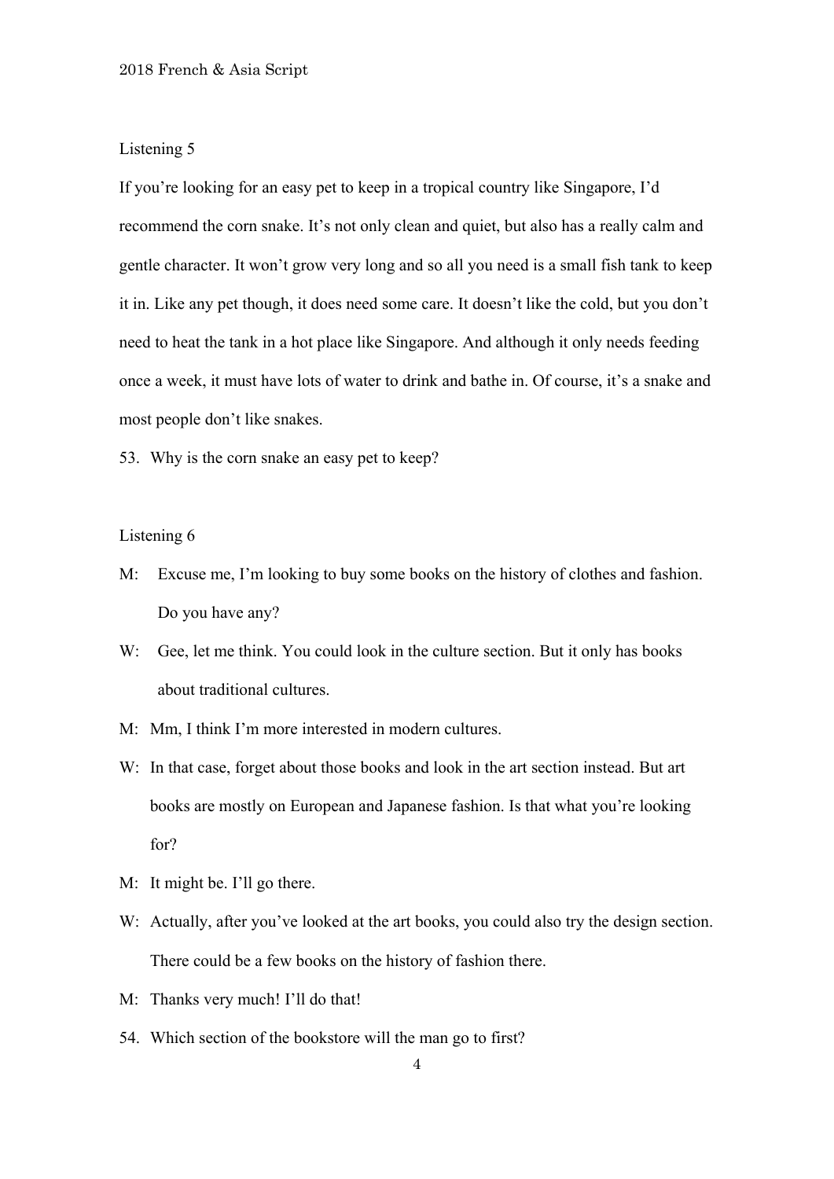Listening 5

If you're looking for an easy pet to keep in a tropical country like Singapore, I'd recommend the corn snake. It's not only clean and quiet, but also has a really calm and gentle character. It won't grow very long and so all you need is a small fish tank to keep it in. Like any pet though, it does need some care. It doesn't like the cold, but you don't need to heat the tank in a hot place like Singapore. And although it only needs feeding once a week, it must have lots of water to drink and bathe in. Of course, it's a snake and most people don't like snakes.

53. Why is the corn snake an easy pet to keep?

Listening 6

M: Excuse me, I'm looking to buy some books on the history of clothes and fashion. Do you have any?

W: Gee, let me think. You could look in the culture section. But it only has books about traditional cultures.

M: Mm, I think I'm more interested in modern cultures.

W: In that case, forget about those books and look in the art section instead. But art books are mostly on European and Japanese fashion. Is that what you're looking for?

M: It might be. I'll go there.

W: Actually, after you've looked at the art books, you could also try the design section. There could be a few books on the history of fashion there.

M: Thanks very much! I'll do that!

54. Which section of the bookstore will the man go to first?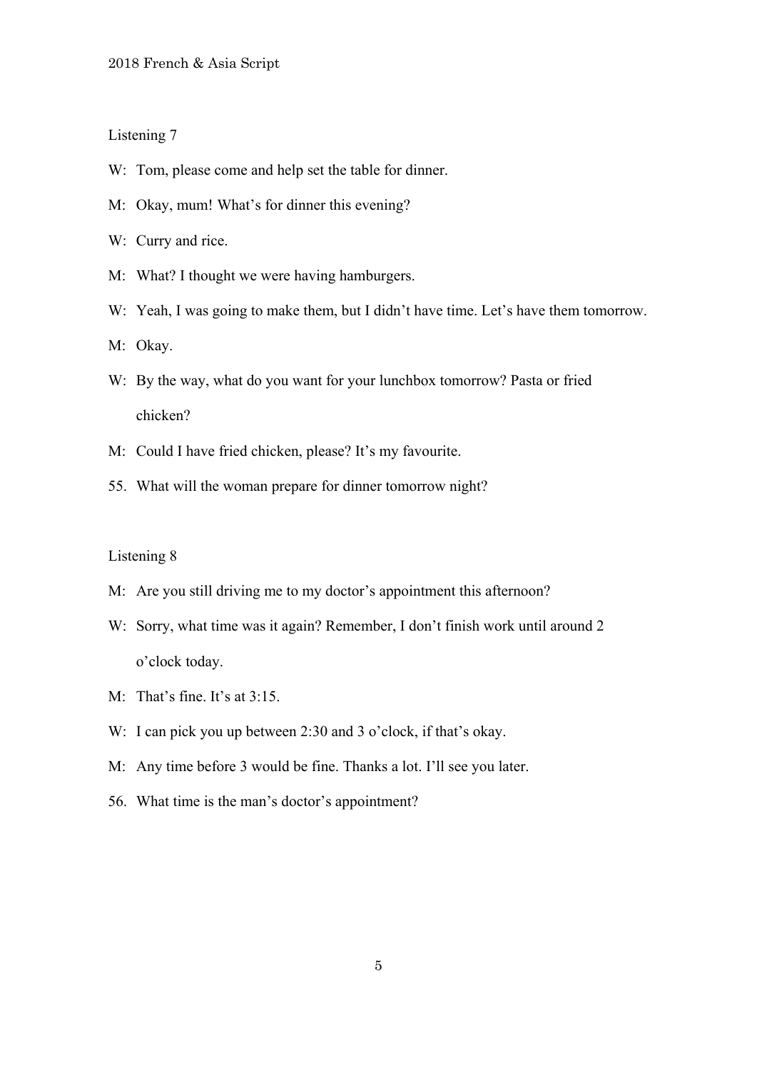## Listening 7

W: Tom, please come and help set the table for dinner.

M: Okay, mum! What's for dinner this evening?

W: Curry and rice.

M: What? I thought we were having hamburgers.

W: Yeah, I was going to make them, but I didn't have time. Let's have them tomorrow.

M: Okay.

W: By the way, what do you want for your lunchbox tomorrow? Pasta or fried chicken?

M: Could I have fried chicken, please? It's my favourite.

55. What will the woman prepare for dinner tomorrow night?

## Listening 8

M: Are you still driving me to my doctor's appointment this afternoon?

W: Sorry, what time was it again? Remember, I don't finish work until around 2 o'clock today.

M: That's fine. It's at 3:15.

W: I can pick you up between 2:30 and 3 o'clock, if that's okay.

M: Any time before 3 would be fine. Thanks a lot. I'll see you later.

56. What time is the man's doctor's appointment?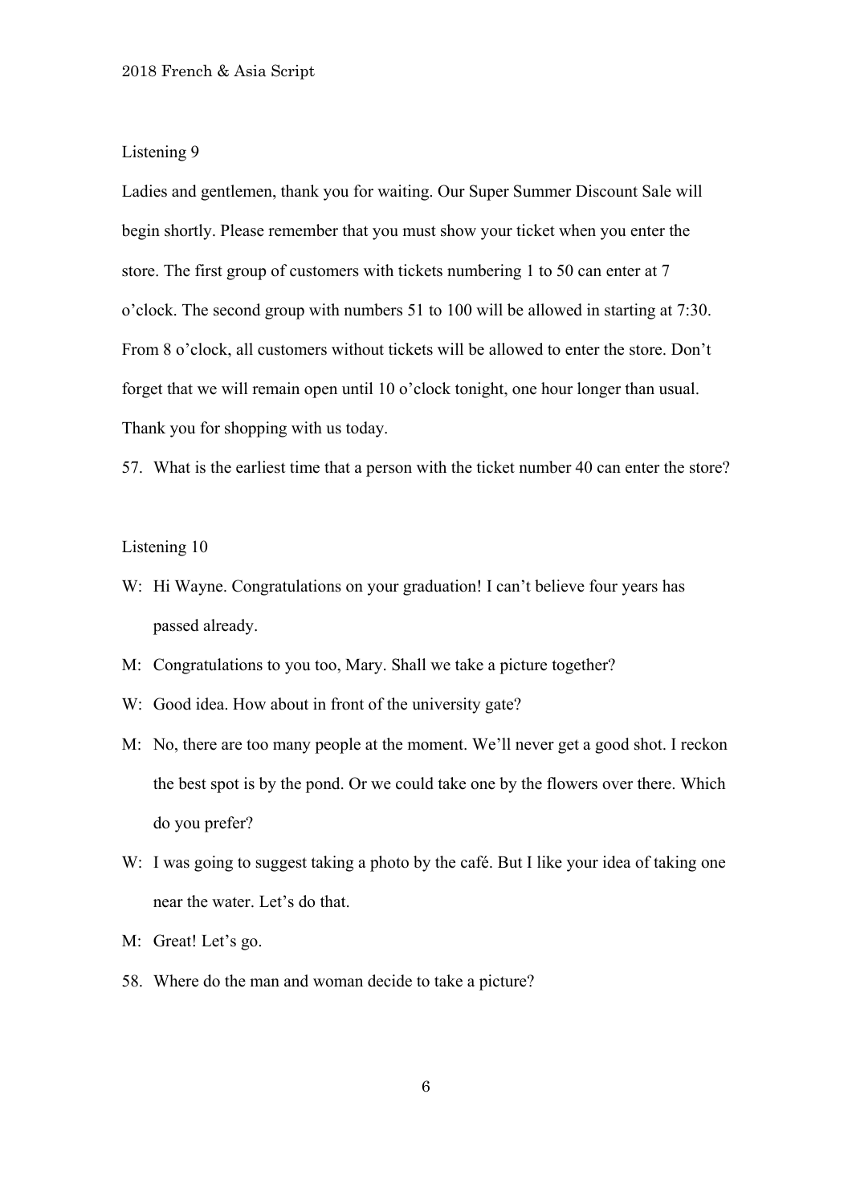## Listening 9

Ladies and gentlemen, thank you for waiting. Our Super Summer Discount Sale will begin shortly. Please remember that you must show your ticket when you enter the store. The first group of customers with tickets numbering 1 to 50 can enter at 7 o'clock. The second group with numbers 51 to 100 will be allowed in starting at 7:30. From 8 o'clock, all customers without tickets will be allowed to enter the store. Don't forget that we will remain open until 10 o'clock tonight, one hour longer than usual. Thank you for shopping with us today.

57. What is the earliest time that a person with the ticket number 40 can enter the store?

## Listening 10

W: Hi Wayne. Congratulations on your graduation! I can't believe four years has passed already.

M: Congratulations to you too, Mary. Shall we take a picture together?

W: Good idea. How about in front of the university gate?

M: No, there are too many people at the moment. We'll never get a good shot. I reckon the best spot is by the pond. Or we could take one by the flowers over there. Which do you prefer?

W: I was going to suggest taking a photo by the café. But I like your idea of taking one near the water. Let's do that.

M: Great! Let's go.

58. Where do the man and woman decide to take a picture?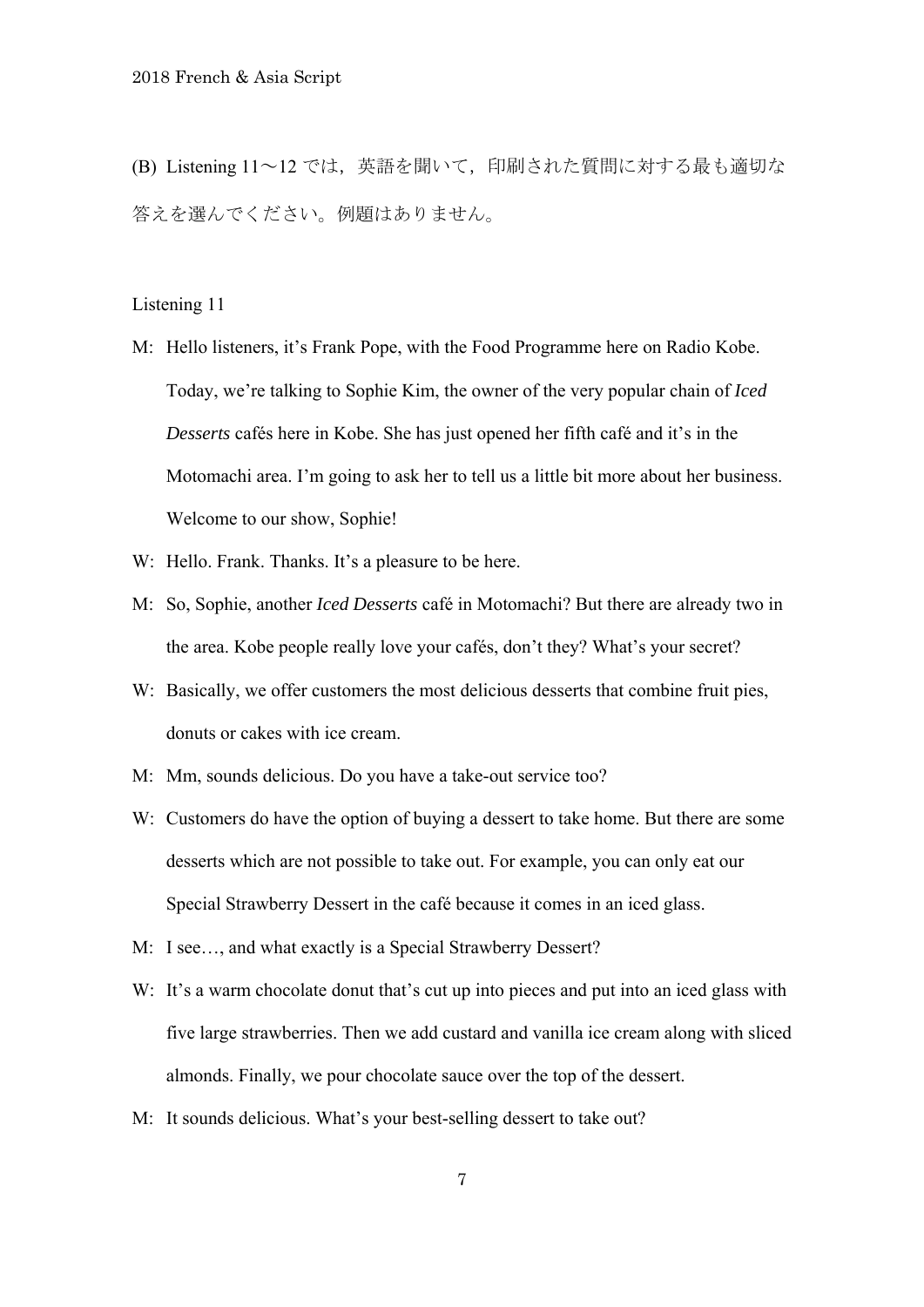(B) Listening 11～12 では，英語を聞いて，印刷された質問に対する最も適切な答えを選んでください。例題はありません。

Listening 11

M: Hello listeners, it's Frank Pope, with the Food Programme here on Radio Kobe. Today, we're talking to Sophie Kim, the owner of the very popular chain of *Iced Desserts* cafés here in Kobe. She has just opened her fifth café and it's in the Motomachi area. I'm going to ask her to tell us a little bit more about her business. Welcome to our show, Sophie!

W: Hello. Frank. Thanks. It's a pleasure to be here.

M: So, Sophie, another *Iced Desserts* café in Motomachi? But there are already two in the area. Kobe people really love your cafés, don't they? What's your secret?

W: Basically, we offer customers the most delicious desserts that combine fruit pies, donuts or cakes with ice cream.

M: Mm, sounds delicious. Do you have a take-out service too?

W: Customers do have the option of buying a dessert to take home. But there are some desserts which are not possible to take out. For example, you can only eat our Special Strawberry Dessert in the café because it comes in an iced glass.

M: I see…, and what exactly is a Special Strawberry Dessert?

W: It's a warm chocolate donut that's cut up into pieces and put into an iced glass with five large strawberries. Then we add custard and vanilla ice cream along with sliced almonds. Finally, we pour chocolate sauce over the top of the dessert.

M: It sounds delicious. What's your best-selling dessert to take out?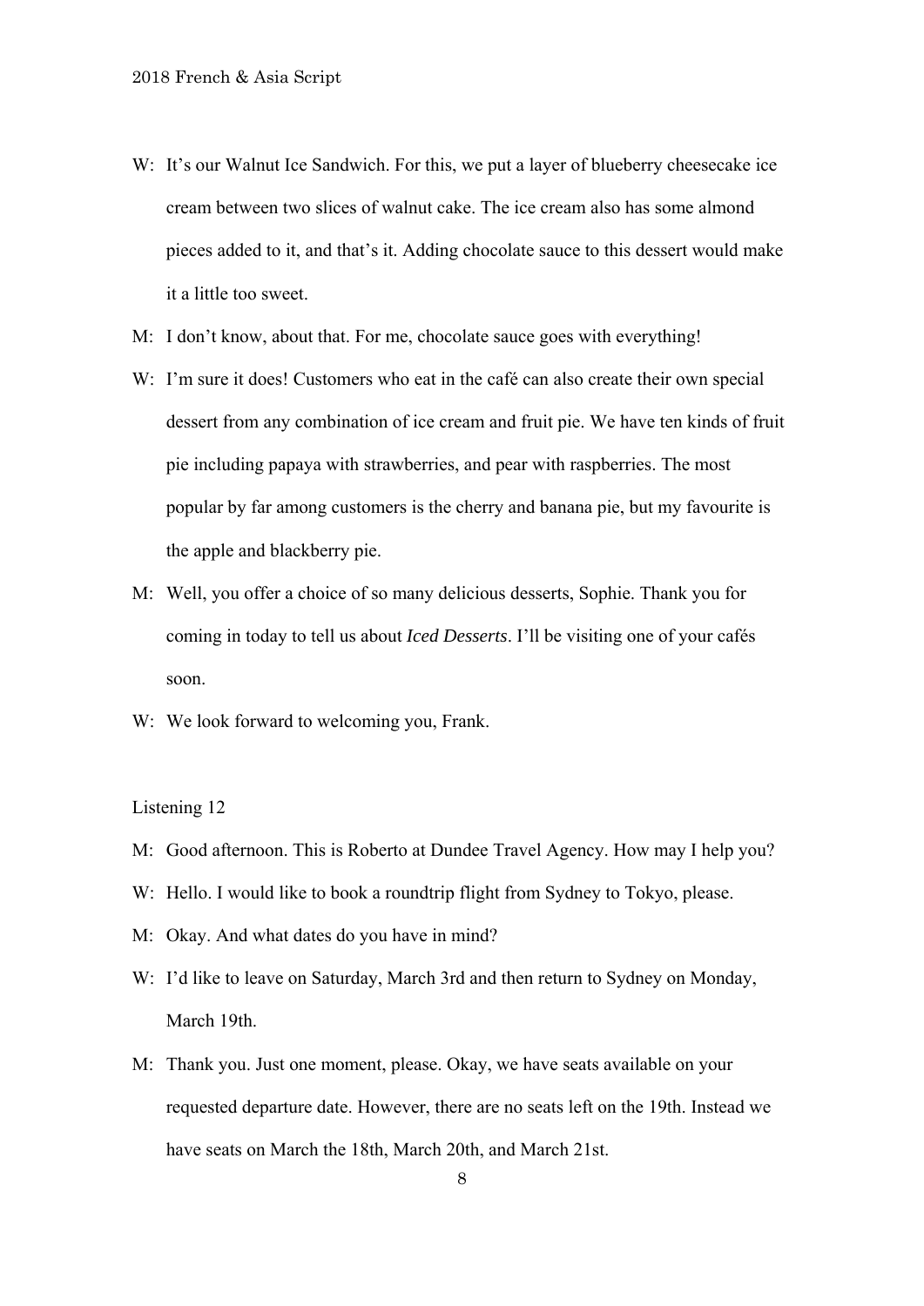W: It's our Walnut Ice Sandwich. For this, we put a layer of blueberry cheesecake ice cream between two slices of walnut cake. The ice cream also has some almond pieces added to it, and that's it. Adding chocolate sauce to this dessert would make it a little too sweet.

M: I don't know, about that. For me, chocolate sauce goes with everything!

W: I'm sure it does! Customers who eat in the café can also create their own special dessert from any combination of ice cream and fruit pie. We have ten kinds of fruit pie including papaya with strawberries, and pear with raspberries. The most popular by far among customers is the cherry and banana pie, but my favourite is the apple and blackberry pie.

M: Well, you offer a choice of so many delicious desserts, Sophie. Thank you for coming in today to tell us about *Iced Desserts*. I'll be visiting one of your cafés soon.

W: We look forward to welcoming you, Frank.

Listening 12

M: Good afternoon. This is Roberto at Dundee Travel Agency. How may I help you?

W: Hello. I would like to book a roundtrip flight from Sydney to Tokyo, please.

M: Okay. And what dates do you have in mind?

W: I'd like to leave on Saturday, March 3rd and then return to Sydney on Monday, March 19th.

M: Thank you. Just one moment, please. Okay, we have seats available on your requested departure date. However, there are no seats left on the 19th. Instead we have seats on March the 18th, March 20th, and March 21st.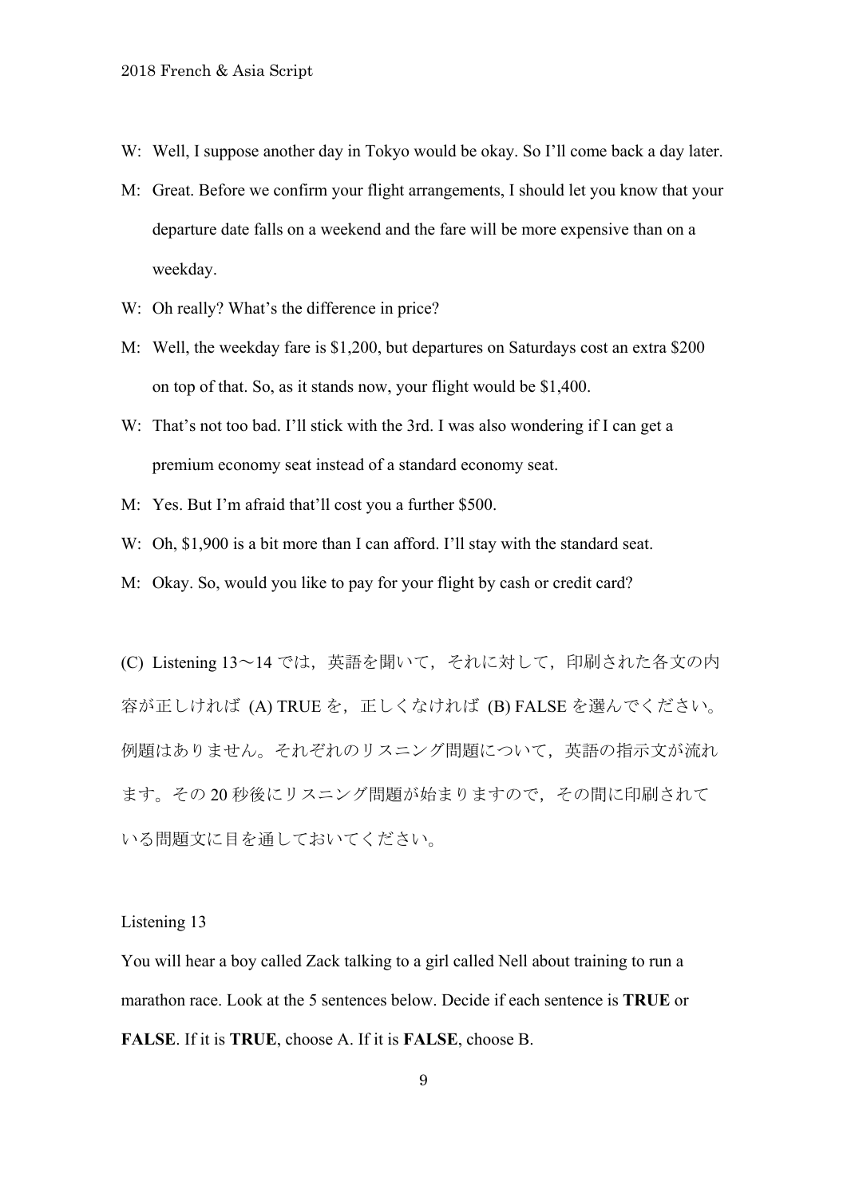W: Well, I suppose another day in Tokyo would be okay. So I'll come back a day later.

M: Great. Before we confirm your flight arrangements, I should let you know that your departure date falls on a weekend and the fare will be more expensive than on a weekday.

W: Oh really? What's the difference in price?

M: Well, the weekday fare is $1,200, but departures on Saturdays cost an extra $200 on top of that. So, as it stands now, your flight would be $1,400.

W: That's not too bad. I'll stick with the 3rd. I was also wondering if I can get a premium economy seat instead of a standard economy seat.

M: Yes. But I'm afraid that'll cost you a further $500.

W: Oh, $1,900 is a bit more than I can afford. I'll stay with the standard seat.

M: Okay. So, would you like to pay for your flight by cash or credit card?

(C) Listening 13〜14 では，英語を聞いて，それに対して，印刷された各文の内容が正しければ (A) TRUE を，正しくなければ (B) FALSE を選んでください。例題はありません。それぞれのリスニング問題について，英語の指示文が流れます。その 20 秒後にリスニング問題が始まりますので，その間に印刷されている問題文に目を通しておいてください。

Listening 13

You will hear a boy called Zack talking to a girl called Nell about training to run a marathon race. Look at the 5 sentences below. Decide if each sentence is **TRUE** or **FALSE**. If it is **TRUE**, choose A. If it is **FALSE**, choose B.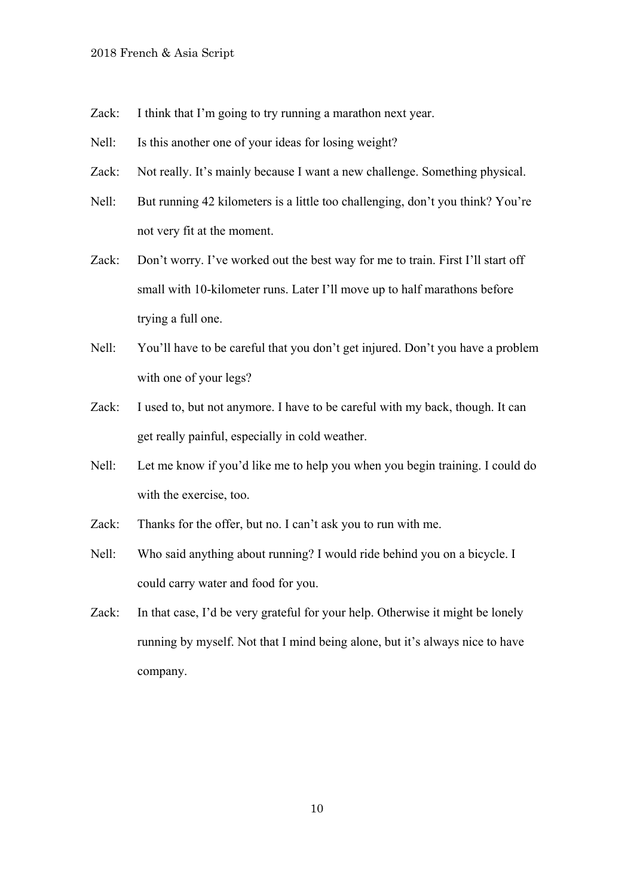Zack: I think that I'm going to try running a marathon next year.

Nell: Is this another one of your ideas for losing weight?

Zack: Not really. It's mainly because I want a new challenge. Something physical.

Nell: But running 42 kilometers is a little too challenging, don't you think? You're not very fit at the moment.

Zack: Don't worry. I've worked out the best way for me to train. First I'll start off small with 10-kilometer runs. Later I'll move up to half marathons before trying a full one.

Nell: You'll have to be careful that you don't get injured. Don't you have a problem with one of your legs?

Zack: I used to, but not anymore. I have to be careful with my back, though. It can get really painful, especially in cold weather.

Nell: Let me know if you'd like me to help you when you begin training. I could do with the exercise, too.

Zack: Thanks for the offer, but no. I can't ask you to run with me.

Nell: Who said anything about running? I would ride behind you on a bicycle. I could carry water and food for you.

Zack: In that case, I'd be very grateful for your help. Otherwise it might be lonely running by myself. Not that I mind being alone, but it's always nice to have company.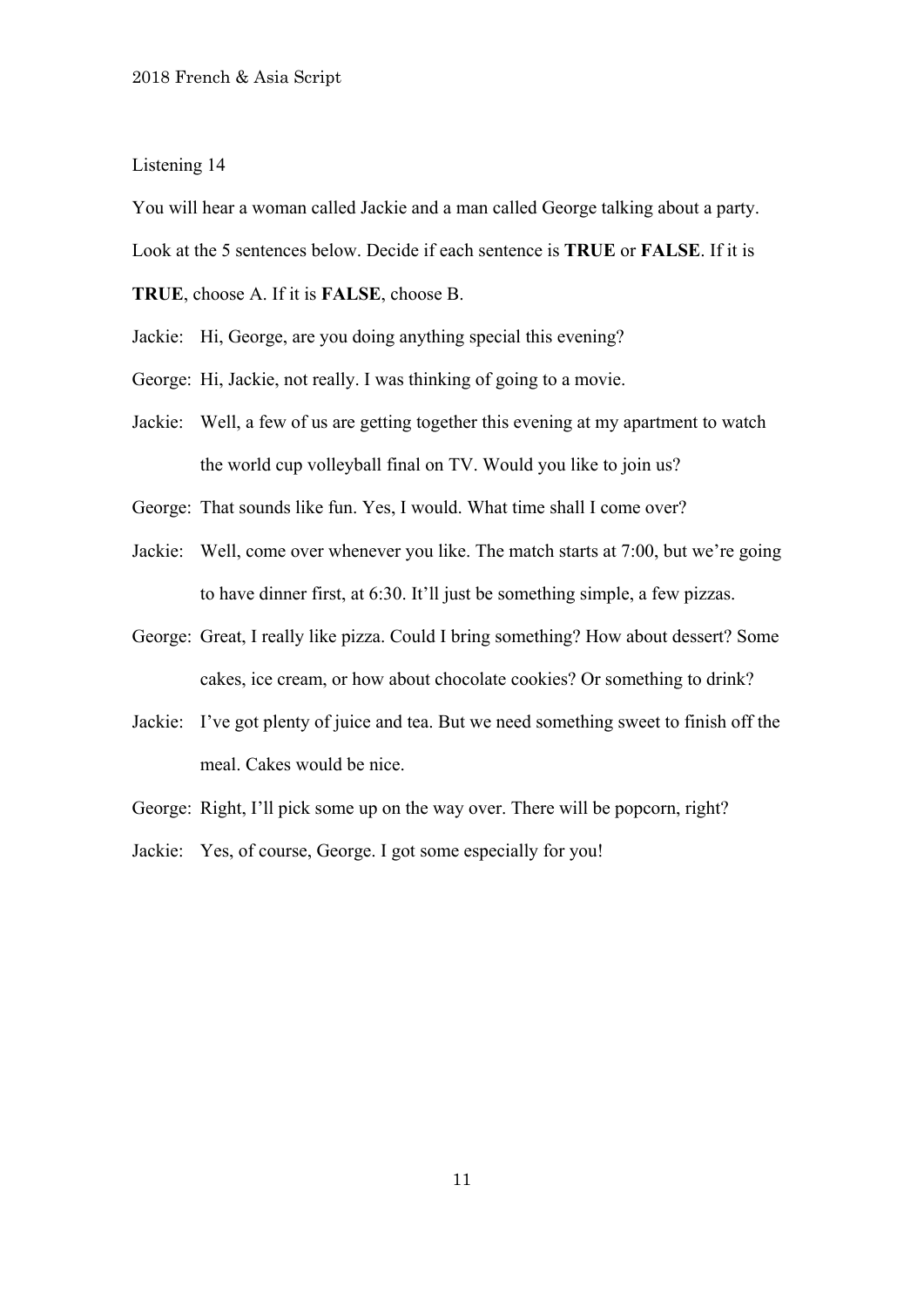Listening 14

You will hear a woman called Jackie and a man called George talking about a party. Look at the 5 sentences below. Decide if each sentence is **TRUE** or **FALSE**. If it is **TRUE**, choose A. If it is **FALSE**, choose B.

Jackie: Hi, George, are you doing anything special this evening?

George: Hi, Jackie, not really. I was thinking of going to a movie.

Jackie: Well, a few of us are getting together this evening at my apartment to watch the world cup volleyball final on TV. Would you like to join us?

George: That sounds like fun. Yes, I would. What time shall I come over?

Jackie: Well, come over whenever you like. The match starts at 7:00, but we're going to have dinner first, at 6:30. It'll just be something simple, a few pizzas.

George: Great, I really like pizza. Could I bring something? How about dessert? Some cakes, ice cream, or how about chocolate cookies? Or something to drink?

Jackie: I've got plenty of juice and tea. But we need something sweet to finish off the meal. Cakes would be nice.

George: Right, I'll pick some up on the way over. There will be popcorn, right?

Jackie: Yes, of course, George. I got some especially for you!